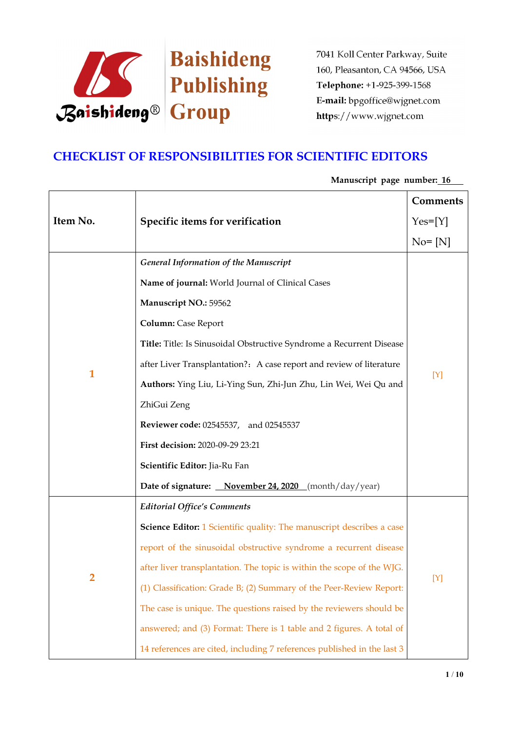Baishideng Publishing Group

7041 Koll Center Parkway, Suite 160, Pleasanton, CA 94566, USA
**Telephone:** +1-925-399-1568
**E-mail:** bpgoffice@wjgnet.com
**https**://www.wjgnet.com

# CHECKLIST OF RESPONSIBILITIES FOR SCIENTIFIC EDITORS

**Manuscript page number:** 16

| Item No. | Specific items for verification | Comments Yes=[Y] No= [N] |
|---|---|---|
| 1 | *General Information of the Manuscript*<br>**Name of journal:** World Journal of Clinical Cases<br>**Manuscript NO.:** 59562<br>**Column:** Case Report<br>**Title:** Title: Is Sinusoidal Obstructive Syndrome a Recurrent Disease after Liver Transplantation?：A case report and review of literature<br>**Authors:** Ying Liu, Li-Ying Sun, Zhi-Jun Zhu, Lin Wei, Wei Qu and ZhiGui Zeng<br>**Reviewer code:** 02545537, and 02545537<br>**First decision:** 2020-09-29 23:21<br>**Scientific Editor:** Jia-Ru Fan<br>**Date of signature:** November 24, 2020 (month/day/year) | [Y] |
| 2 | *Editorial Office's Comments*<br>**Science Editor:** 1 Scientific quality: The manuscript describes a case report of the sinusoidal obstructive syndrome a recurrent disease after liver transplantation. The topic is within the scope of the WJG. (1) Classification: Grade B; (2) Summary of the Peer-Review Report: The case is unique. The questions raised by the reviewers should be answered; and (3) Format: There is 1 table and 2 figures. A total of 14 references are cited, including 7 references published in the last 3 | [Y] |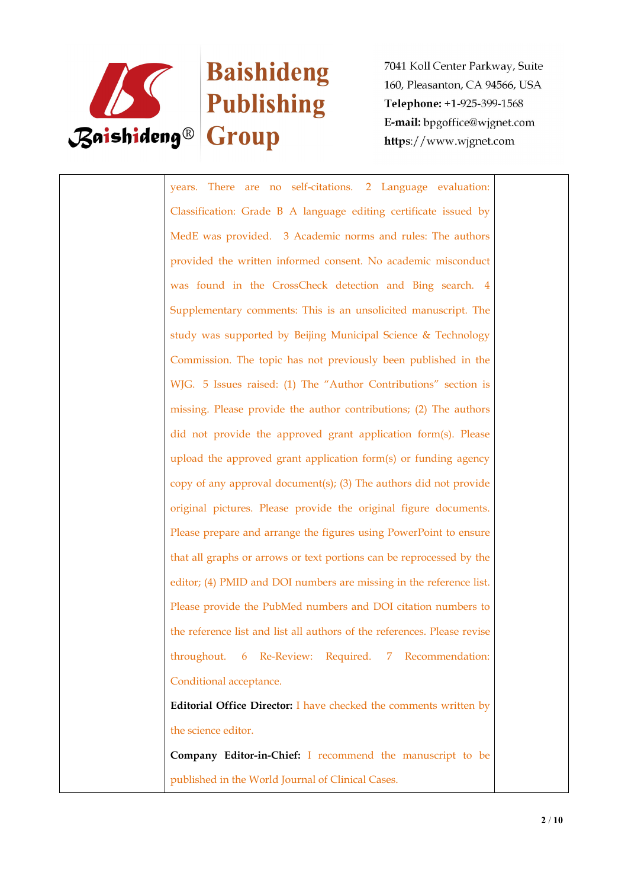| | years. There are no self-citations. 2 Language evaluation: Classification: Grade B A language editing certificate issued by MedE was provided. 3 Academic norms and rules: The authors provided the written informed consent. No academic misconduct was found in the CrossCheck detection and Bing search. 4 Supplementary comments: This is an unsolicited manuscript. The study was supported by Beijing Municipal Science & Technology Commission. The topic has not previously been published in the WJG. 5 Issues raised: (1) The "Author Contributions" section is missing. Please provide the author contributions; (2) The authors did not provide the approved grant application form(s). Please upload the approved grant application form(s) or funding agency copy of any approval document(s); (3) The authors did not provide original pictures. Please provide the original figure documents. Please prepare and arrange the figures using PowerPoint to ensure that all graphs or arrows or text portions can be reprocessed by the editor; (4) PMID and DOI numbers are missing in the reference list. Please provide the PubMed numbers and DOI citation numbers to the reference list and list all authors of the references. Please revise throughout. 6 Re-Review: Required. 7 Recommendation: Conditional acceptance.<br><br>**Editorial Office Director:** I have checked the comments written by the science editor.<br><br>**Company Editor-in-Chief:** I recommend the manuscript to be published in the World Journal of Clinical Cases. | |
|---|---|---|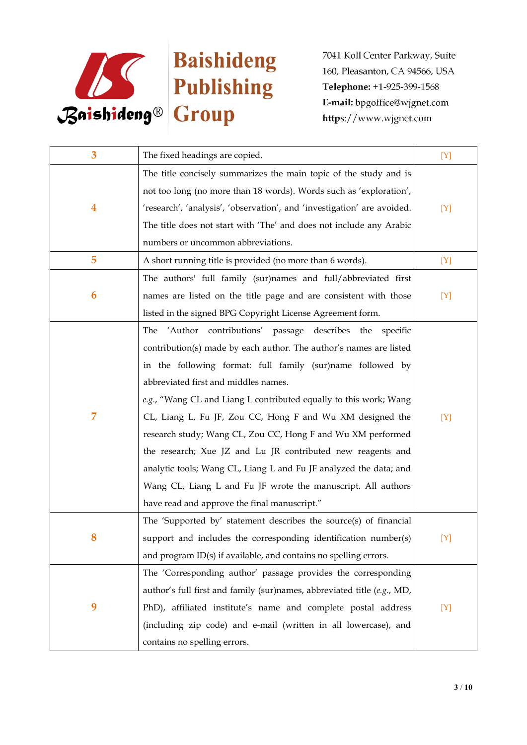| 3 | The fixed headings are copied. | [Y] |
|---|---|---|
| 4 | The title concisely summarizes the main topic of the study and is not too long (no more than 18 words). Words such as 'exploration', 'research', 'analysis', 'observation', and 'investigation' are avoided. The title does not start with 'The' and does not include any Arabic numbers or uncommon abbreviations. | [Y] |
| 5 | A short running title is provided (no more than 6 words). | [Y] |
| 6 | The authors' full family (sur)names and full/abbreviated first names are listed on the title page and are consistent with those listed in the signed BPG Copyright License Agreement form. | [Y] |
| 7 | The 'Author contributions' passage describes the specific contribution(s) made by each author. The author's names are listed in the following format: full family (sur)name followed by abbreviated first and middles names. *e.g.*, "Wang CL and Liang L contributed equally to this work; Wang CL, Liang L, Fu JF, Zou CC, Hong F and Wu XM designed the research study; Wang CL, Zou CC, Hong F and Wu XM performed the research; Xue JZ and Lu JR contributed new reagents and analytic tools; Wang CL, Liang L and Fu JF analyzed the data; and Wang CL, Liang L and Fu JF wrote the manuscript. All authors have read and approve the final manuscript." | [Y] |
| 8 | The 'Supported by' statement describes the source(s) of financial support and includes the corresponding identification number(s) and program ID(s) if available, and contains no spelling errors. | [Y] |
| 9 | The 'Corresponding author' passage provides the corresponding author's full first and family (sur)names, abbreviated title (*e.g.*, MD, PhD), affiliated institute's name and complete postal address (including zip code) and e-mail (written in all lowercase), and contains no spelling errors. | [Y] |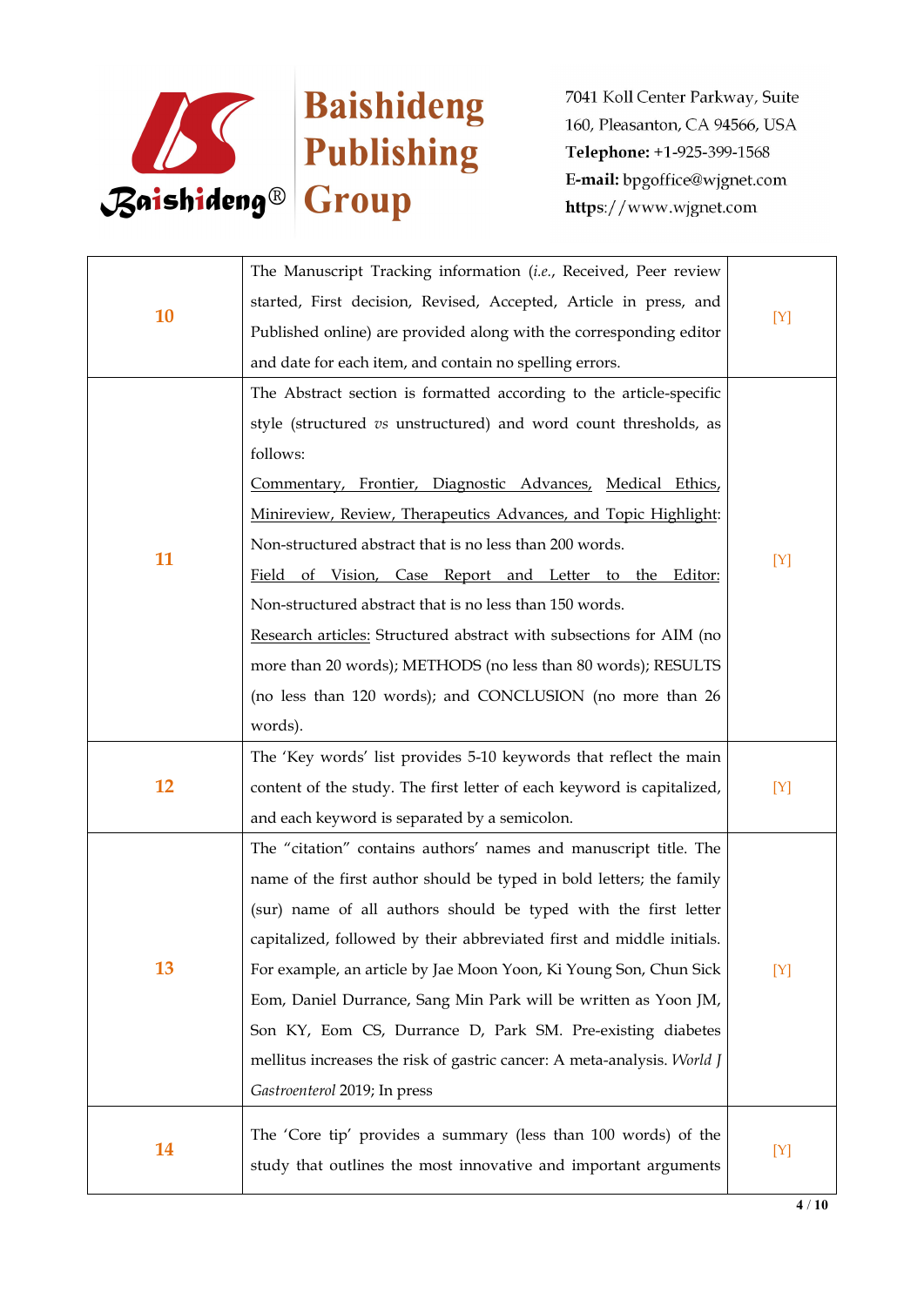| | | |
|---|---|---|
| 10 | The Manuscript Tracking information (*i.e.*, Received, Peer review started, First decision, Revised, Accepted, Article in press, and Published online) are provided along with the corresponding editor and date for each item, and contain no spelling errors. | [Y] |
| 11 | The Abstract section is formatted according to the article-specific style (structured *vs* unstructured) and word count thresholds, as follows:<br><u>Commentary, Frontier, Diagnostic Advances, Medical Ethics, Minireview, Review, Therapeutics Advances, and Topic Highlight</u>: Non-structured abstract that is no less than 200 words.<br><u>Field of Vision, Case Report and Letter to the Editor:</u> Non-structured abstract that is no less than 150 words.<br><u>Research articles:</u> Structured abstract with subsections for AIM (no more than 20 words); METHODS (no less than 80 words); RESULTS (no less than 120 words); and CONCLUSION (no more than 26 words). | [Y] |
| 12 | The 'Key words' list provides 5-10 keywords that reflect the main content of the study. The first letter of each keyword is capitalized, and each keyword is separated by a semicolon. | [Y] |
| 13 | The "citation" contains authors' names and manuscript title. The name of the first author should be typed in bold letters; the family (sur) name of all authors should be typed with the first letter capitalized, followed by their abbreviated first and middle initials. For example, an article by Jae Moon Yoon, Ki Young Son, Chun Sick Eom, Daniel Durrance, Sang Min Park will be written as Yoon JM, Son KY, Eom CS, Durrance D, Park SM. Pre-existing diabetes mellitus increases the risk of gastric cancer: A meta-analysis. *World J Gastroenterol* 2019; In press | [Y] |
| 14 | The 'Core tip' provides a summary (less than 100 words) of the study that outlines the most innovative and important arguments | [Y] |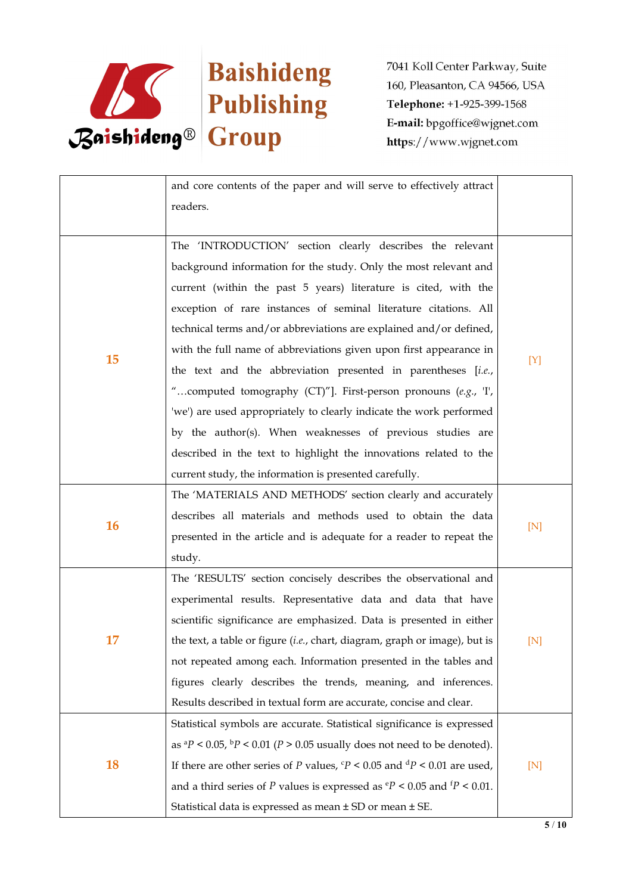| | | |
|---|---|---|
| | and core contents of the paper and will serve to effectively attract readers. | |
| **15** | The 'INTRODUCTION' section clearly describes the relevant background information for the study. Only the most relevant and current (within the past 5 years) literature is cited, with the exception of rare instances of seminal literature citations. All technical terms and/or abbreviations are explained and/or defined, with the full name of abbreviations given upon first appearance in the text and the abbreviation presented in parentheses [*i.e.*, "…computed tomography (CT)"]. First-person pronouns (*e.g.*, 'I', 'we') are used appropriately to clearly indicate the work performed by the author(s). When weaknesses of previous studies are described in the text to highlight the innovations related to the current study, the information is presented carefully. | [Y] |
| **16** | The 'MATERIALS AND METHODS' section clearly and accurately describes all materials and methods used to obtain the data presented in the article and is adequate for a reader to repeat the study. | [N] |
| **17** | The 'RESULTS' section concisely describes the observational and experimental results. Representative data and data that have scientific significance are emphasized. Data is presented in either the text, a table or figure (*i.e.*, chart, diagram, graph or image), but is not repeated among each. Information presented in the tables and figures clearly describes the trends, meaning, and inferences. Results described in textual form are accurate, concise and clear. | [N] |
| **18** | Statistical symbols are accurate. Statistical significance is expressed as $^{a}P < 0.05$, $^{b}P < 0.01$ ($P > 0.05$ usually does not need to be denoted). If there are other series of $P$ values, $^{c}P < 0.05$ and $^{d}P < 0.01$ are used, and a third series of $P$ values is expressed as $^{e}P < 0.05$ and $^{f}P < 0.01$. Statistical data is expressed as mean ± SD or mean ± SE. | [N] |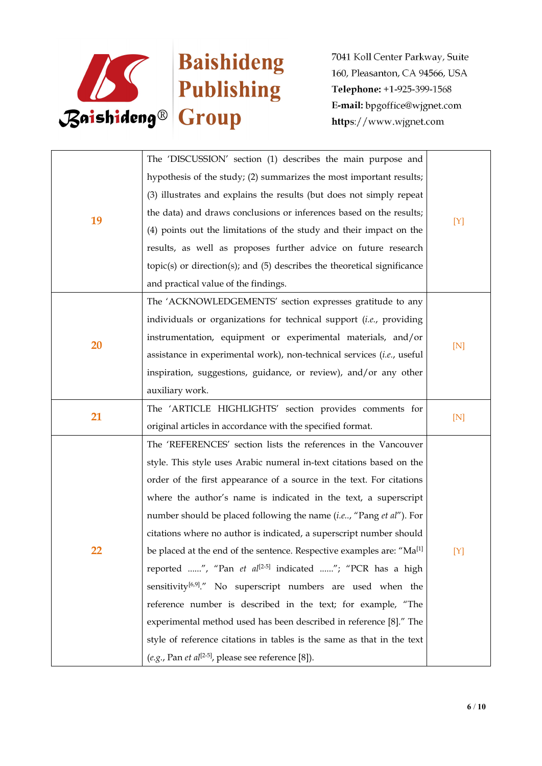| | | |
|---|---|---|
| 19 | The 'DISCUSSION' section (1) describes the main purpose and hypothesis of the study; (2) summarizes the most important results; (3) illustrates and explains the results (but does not simply repeat the data) and draws conclusions or inferences based on the results; (4) points out the limitations of the study and their impact on the results, as well as proposes further advice on future research topic(s) or direction(s); and (5) describes the theoretical significance and practical value of the findings. | [Y] |
| 20 | The 'ACKNOWLEDGEMENTS' section expresses gratitude to any individuals or organizations for technical support (*i.e.*, providing instrumentation, equipment or experimental materials, and/or assistance in experimental work), non-technical services (*i.e.*, useful inspiration, suggestions, guidance, or review), and/or any other auxiliary work. | [N] |
| 21 | The 'ARTICLE HIGHLIGHTS' section provides comments for original articles in accordance with the specified format. | [N] |
| 22 | The 'REFERENCES' section lists the references in the Vancouver style. This style uses Arabic numeral in-text citations based on the order of the first appearance of a source in the text. For citations where the author's name is indicated in the text, a superscript number should be placed following the name (*i.e.*., "Pang *et al*"). For citations where no author is indicated, a superscript number should be placed at the end of the sentence. Respective examples are: "Ma[1] reported ......", "Pan *et al*[2-5] indicated ......"; "PCR has a high sensitivity[6,9]." No superscript numbers are used when the reference number is described in the text; for example, "The experimental method used has been described in reference [8]." The style of reference citations in tables is the same as that in the text (*e.g.*, Pan *et al*[2-5], please see reference [8]). | [Y] |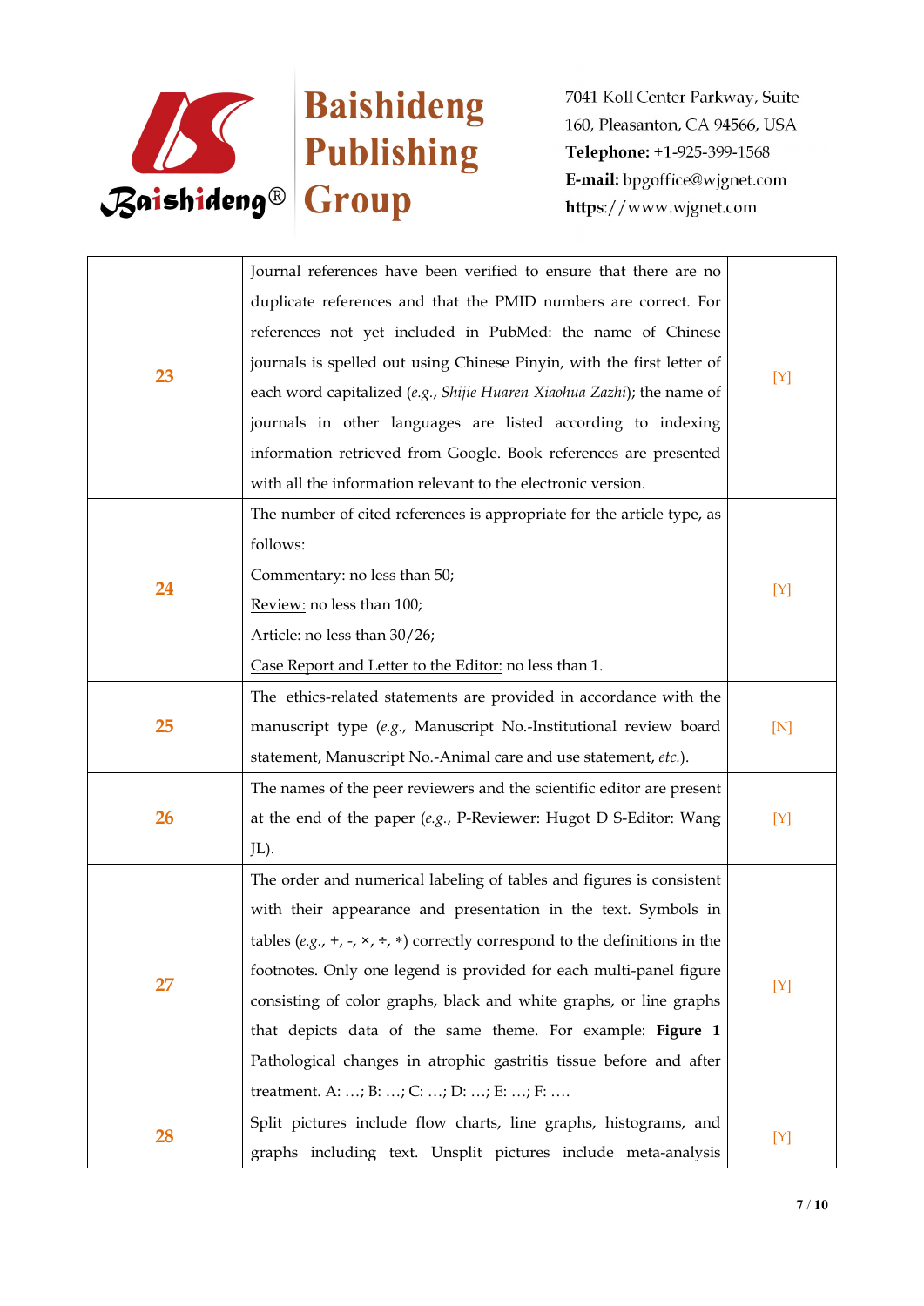| | | |
|---|---|---|
| 23 | Journal references have been verified to ensure that there are no duplicate references and that the PMID numbers are correct. For references not yet included in PubMed: the name of Chinese journals is spelled out using Chinese Pinyin, with the first letter of each word capitalized (*e.g.*, *Shijie Huaren Xiaohua Zazhi*); the name of journals in other languages are listed according to indexing information retrieved from Google. Book references are presented with all the information relevant to the electronic version. | [Y] |
| 24 | The number of cited references is appropriate for the article type, as follows:<br>Commentary: no less than 50;<br>Review: no less than 100;<br>Article: no less than 30/26;<br>Case Report and Letter to the Editor: no less than 1. | [Y] |
| 25 | The ethics-related statements are provided in accordance with the manuscript type (*e.g.*, Manuscript No.-Institutional review board statement, Manuscript No.-Animal care and use statement, *etc.*). | [N] |
| 26 | The names of the peer reviewers and the scientific editor are present at the end of the paper (*e.g.*, P-Reviewer: Hugot D S-Editor: Wang JL). | [Y] |
| 27 | The order and numerical labeling of tables and figures is consistent with their appearance and presentation in the text. Symbols in tables (*e.g.*, +, -, ×, ÷, *) correctly correspond to the definitions in the footnotes. Only one legend is provided for each multi-panel figure consisting of color graphs, black and white graphs, or line graphs that depicts data of the same theme. For example: **Figure 1** Pathological changes in atrophic gastritis tissue before and after treatment. A: …; B: …; C: …; D: …; E: …; F: …. | [Y] |
| 28 | Split pictures include flow charts, line graphs, histograms, and graphs including text. Unsplit pictures include meta-analysis | [Y] |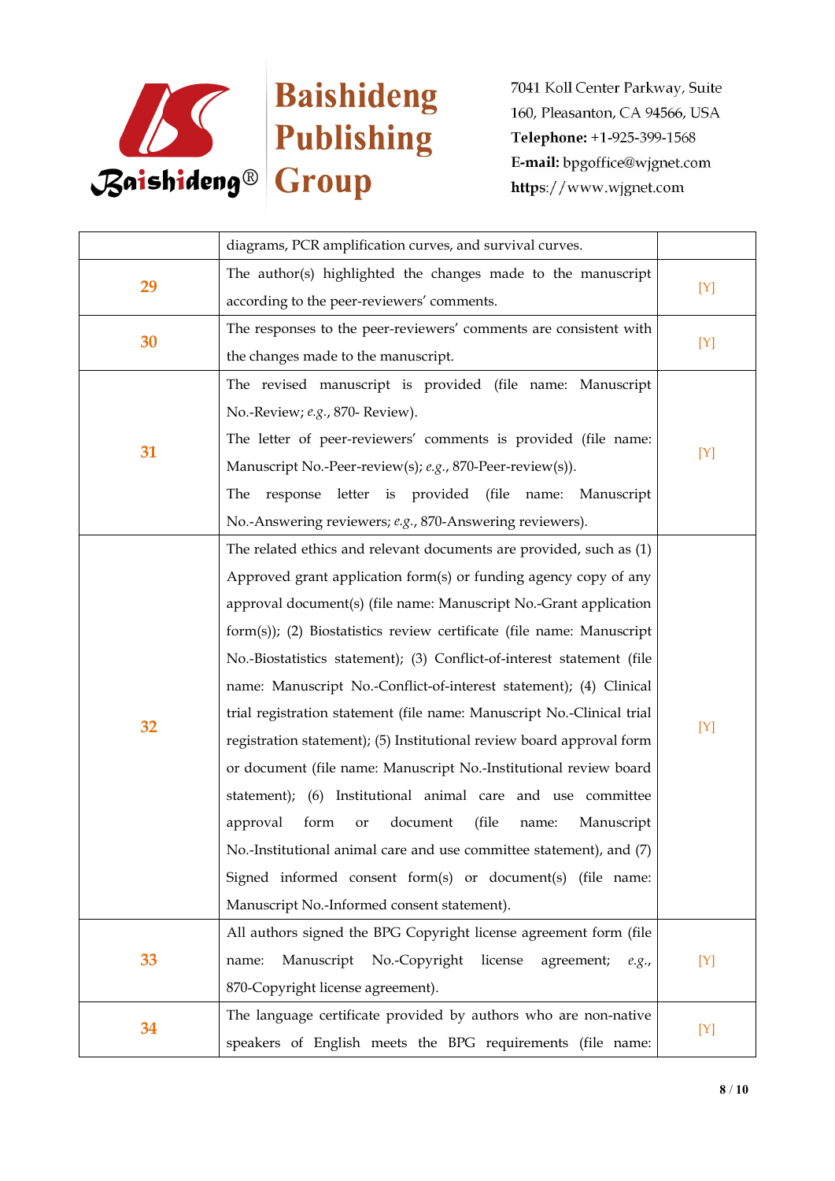| | | |
|---|---|---|
| | diagrams, PCR amplification curves, and survival curves. | |
| **29** | The author(s) highlighted the changes made to the manuscript according to the peer-reviewers' comments. | [Y] |
| **30** | The responses to the peer-reviewers' comments are consistent with the changes made to the manuscript. | [Y] |
| **31** | The revised manuscript is provided (file name: Manuscript No.-Review; *e.g.*, 870- Review).<br>The letter of peer-reviewers' comments is provided (file name: Manuscript No.-Peer-review(s); *e.g.*, 870-Peer-review(s)).<br>The response letter is provided (file name: Manuscript No.-Answering reviewers; *e.g.*, 870-Answering reviewers). | [Y] |
| **32** | The related ethics and relevant documents are provided, such as (1) Approved grant application form(s) or funding agency copy of any approval document(s) (file name: Manuscript No.-Grant application form(s)); (2) Biostatistics review certificate (file name: Manuscript No.-Biostatistics statement); (3) Conflict-of-interest statement (file name: Manuscript No.-Conflict-of-interest statement); (4) Clinical trial registration statement (file name: Manuscript No.-Clinical trial registration statement); (5) Institutional review board approval form or document (file name: Manuscript No.-Institutional review board statement); (6) Institutional animal care and use committee approval form or document (file name: Manuscript No.-Institutional animal care and use committee statement), and (7) Signed informed consent form(s) or document(s) (file name: Manuscript No.-Informed consent statement). | [Y] |
| **33** | All authors signed the BPG Copyright license agreement form (file name: Manuscript No.-Copyright license agreement; *e.g.*, 870-Copyright license agreement). | [Y] |
| **34** | The language certificate provided by authors who are non-native speakers of English meets the BPG requirements (file name: | [Y] |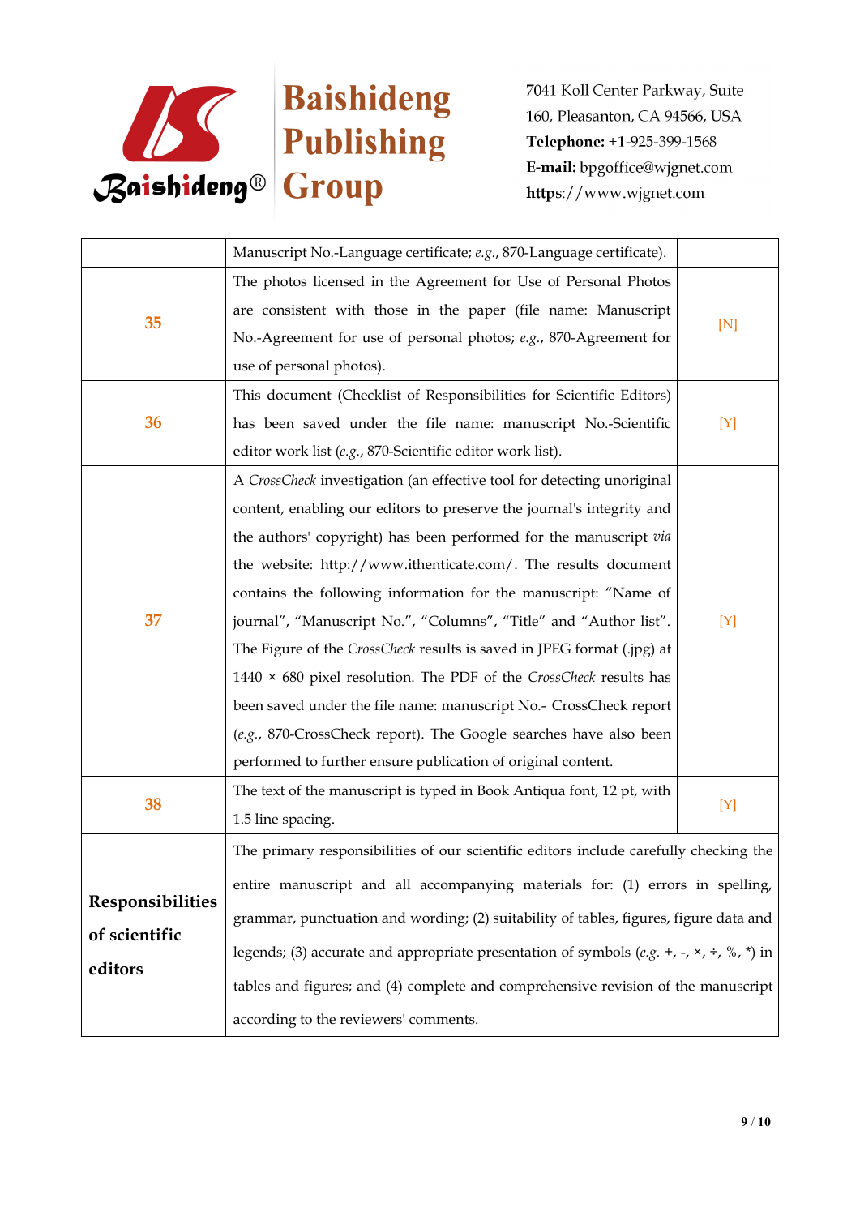| | | |
|---|---|---|
| | Manuscript No.-Language certificate; *e.g.*, 870-Language certificate). | |
| 35 | The photos licensed in the Agreement for Use of Personal Photos are consistent with those in the paper (file name: Manuscript No.-Agreement for use of personal photos; *e.g.*, 870-Agreement for use of personal photos). | [N] |
| 36 | This document (Checklist of Responsibilities for Scientific Editors) has been saved under the file name: manuscript No.-Scientific editor work list (*e.g.*, 870-Scientific editor work list). | [Y] |
| 37 | A *CrossCheck* investigation (an effective tool for detecting unoriginal content, enabling our editors to preserve the journal's integrity and the authors' copyright) has been performed for the manuscript *via* the website: http://www.ithenticate.com/. The results document contains the following information for the manuscript: "Name of journal", "Manuscript No.", "Columns", "Title" and "Author list". The Figure of the *CrossCheck* results is saved in JPEG format (.jpg) at 1440 × 680 pixel resolution. The PDF of the *CrossCheck* results has been saved under the file name: manuscript No.- CrossCheck report (*e.g.*, 870-CrossCheck report). The Google searches have also been performed to further ensure publication of original content. | [Y] |
| 38 | The text of the manuscript is typed in Book Antiqua font, 12 pt, with 1.5 line spacing. | [Y] |
| **Responsibilities of scientific editors** | The primary responsibilities of our scientific editors include carefully checking the entire manuscript and all accompanying materials for: (1) errors in spelling, grammar, punctuation and wording; (2) suitability of tables, figures, figure data and legends; (3) accurate and appropriate presentation of symbols (*e.g.* +, -, ×, ÷, %, *) in tables and figures; and (4) complete and comprehensive revision of the manuscript according to the reviewers' comments. | |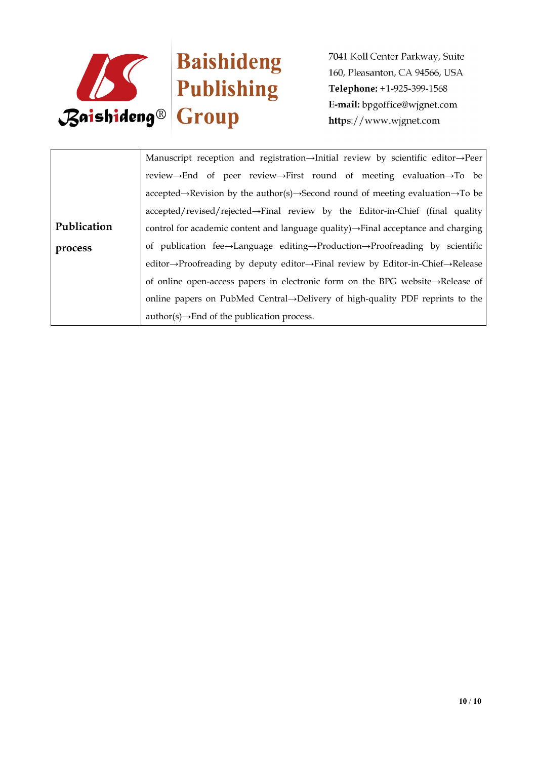| | |
|---|---|
| **Publication process** | Manuscript reception and registration→Initial review by scientific editor→Peer review→End of peer review→First round of meeting evaluation→To be accepted→Revision by the author(s)→Second round of meeting evaluation→To be accepted/revised/rejected→Final review by the Editor-in-Chief (final quality control for academic content and language quality)→Final acceptance and charging of publication fee→Language editing→Production→Proofreading by scientific editor→Proofreading by deputy editor→Final review by Editor-in-Chief→Release of online open-access papers in electronic form on the BPG website→Release of online papers on PubMed Central→Delivery of high-quality PDF reprints to the author(s)→End of the publication process. |